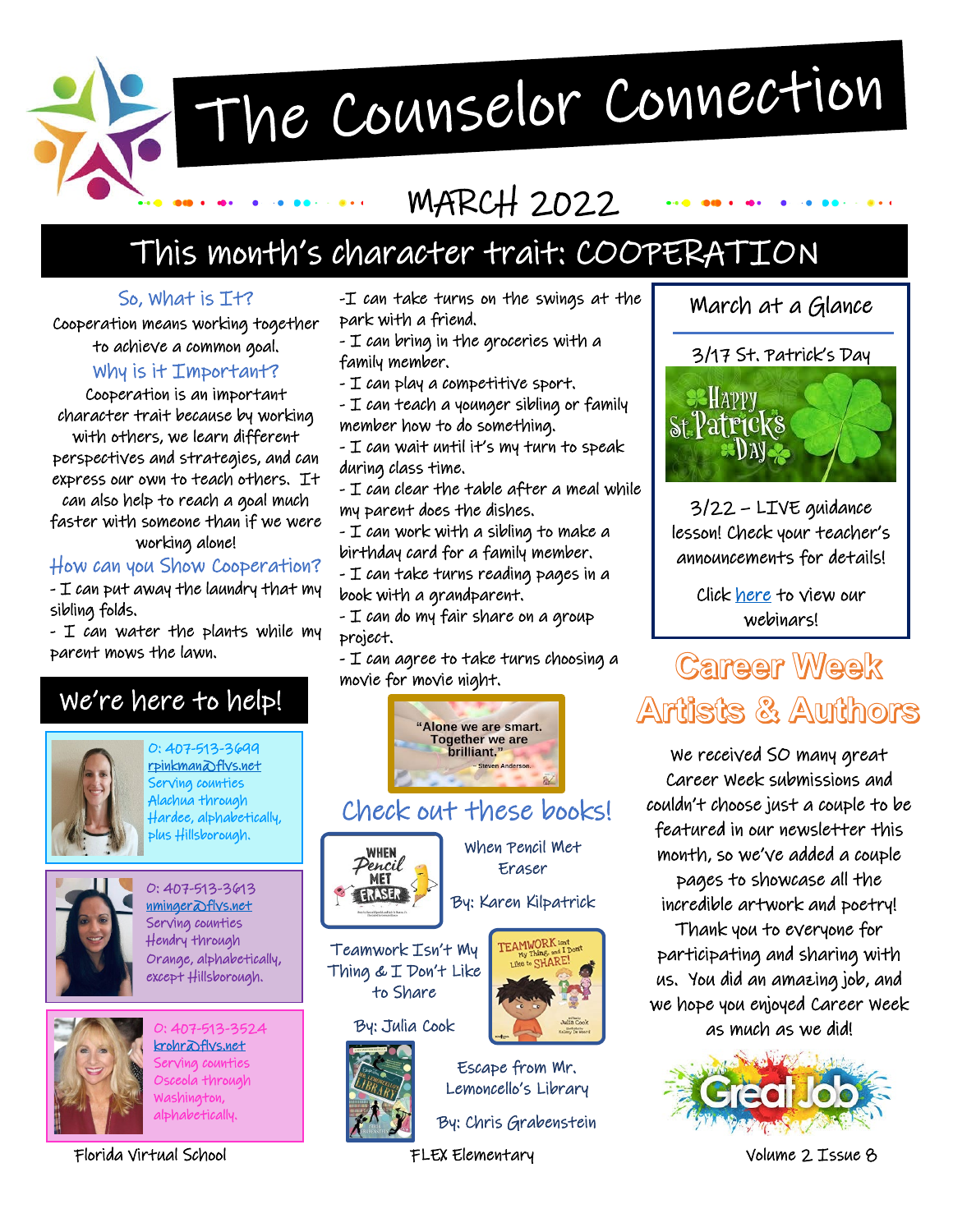# The Counselor Connection

## MARCH 2022

## This month's character trait: COOPERATION

### So, What is It?

Cooperation means working together to achieve a common goal.

### Why is it Important?

Cooperation is an important character trait because by working with others, we learn different perspectives and strategies, and can express our own to teach others. It can also help to reach a goal much faster with someone than if we were working alone!

### How can you Show Cooperation?

- I can put away the laundry that my sibling folds.
- I can water the plants while my parent mows the lawn.
- I can take turns on the swings at the park with a friend.
- I can bring in the groceries with a family member.
- I can play a competitive sport.
- I can teach a younger sibling or family member how to do something.
- I can wait until it's my turn to speak during class time.
- I can clear the table after a meal while my parent does the dishes.
- I can work with a sibling to make a birthday card for a family member.
- I can take turns reading pages in a book with a grandparent.
- I can do my fair share on a group project.
- I can agree to take turns choosing a movie for movie night.

"Alone we are smart. Together we are brilliant." – Steven Anderson.

## We're here to help!

O: 407-513-3699
rpinkman@flvs.net
Serving counties Alachua through Hardee, alphabetically, plus Hillsborough.

O: 407-513-3613
nminger@flvs.net
Serving counties Hendry through Orange, alphabetically, except Hillsborough.

O: 407-513-3524
krohr@flvs.net
Serving counties Osceola through Washington, alphabetically.

## Check out these books!

When Pencil Met Eraser
By: Karen Kilpatrick

Teamwork Isn't My Thing & I Don't Like to Share
By: Julia Cook

Escape from Mr. Lemoncello's Library
By: Chris Grabenstein

## March at a Glance

3/17 St. Patrick's Day

3/22 – LIVE guidance lesson! Check your teacher's announcements for details!

Click here to view our webinars!

## Career Week Artists & Authors

We received SO many great Career Week submissions and couldn't choose just a couple to be featured in our newsletter this month, so we've added a couple pages to showcase all the incredible artwork and poetry! Thank you to everyone for participating and sharing with us. You did an amazing job, and we hope you enjoyed Career Week as much as we did!

Florida Virtual School FLEX Elementary Volume 2 Issue 8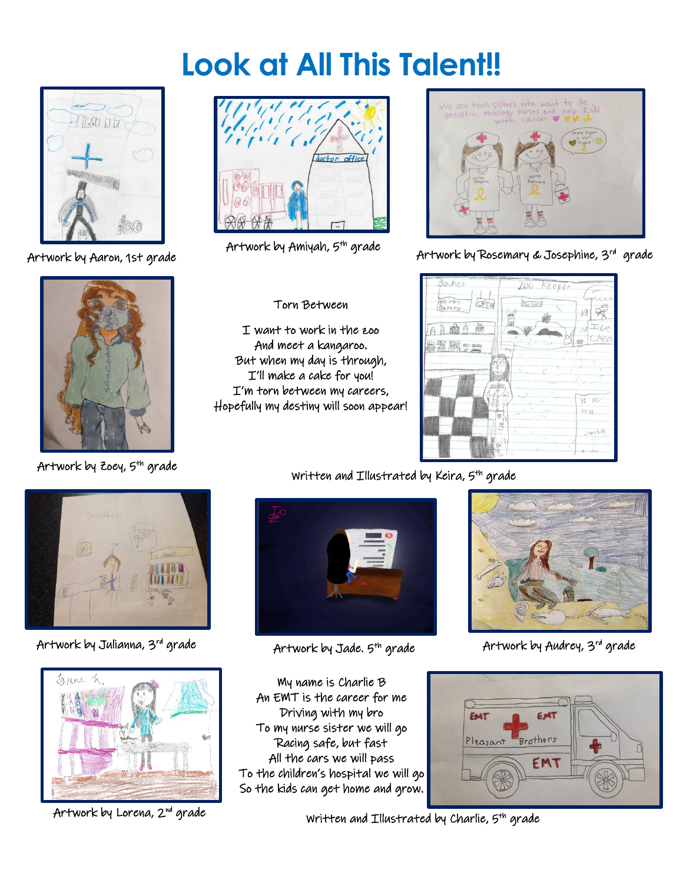# Look at All This Talent!!

Artwork by Aaron, 1st grade

Artwork by Amiyah, 5th grade

Artwork by Rosemary & Josephine, 3rd grade

Artwork by Zoey, 5th grade

Torn Between

I want to work in the zoo  
And meet a kangaroo.  
But when my day is through,  
I'll make a cake for you!  
I'm torn between my careers,  
Hopefully my destiny will soon appear!

Written and Illustrated by Keira, 5th grade

Artwork by Julianna, 3rd grade

Artwork by Jade, 5th grade

Artwork by Audrey, 3rd grade

Artwork by Lorena, 2nd grade

My name is Charlie B  
An EMT is the career for me  
Driving with my bro  
To my nurse sister we will go  
Racing safe, but fast  
All the cars we will pass  
To the children's hospital we will go  
So the kids can get home and grow.

Written and Illustrated by Charlie, 5th grade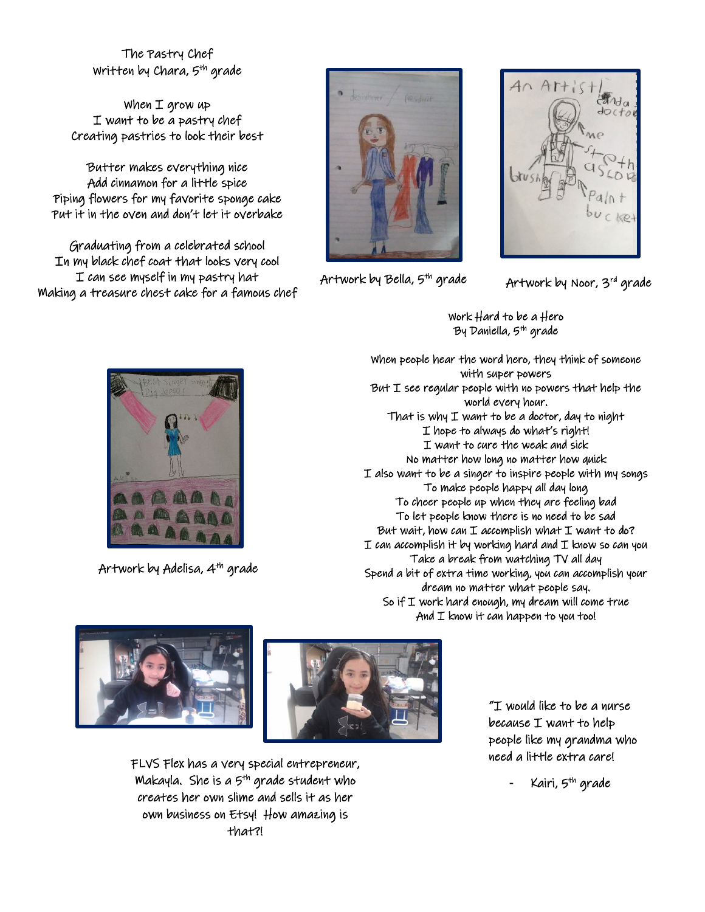The Pastry Chef
Written by Chara, 5th grade

When I grow up
I want to be a pastry chef
Creating pastries to look their best

Butter makes everything nice
Add cinnamon for a little spice
Piping flowers for my favorite sponge cake
Put it in the oven and don't let it overbake

Graduating from a celebrated school
In my black chef coat that looks very cool
I can see myself in my pastry hat
Making a treasure chest cake for a famous chef

Artwork by Bella, 5th grade

Artwork by Noor, 3rd grade

Work Hard to be a Hero
By Daniella, 5th grade

When people hear the word hero, they think of someone with super powers
But I see regular people with no powers that help the world every hour.
That is why I want to be a doctor, day to night
I hope to always do what's right!
I want to cure the weak and sick
No matter how long no matter how quick
I also want to be a singer to inspire people with my songs
To make people happy all day long
To cheer people up when they are feeling bad
To let people know there is no need to be sad
But wait, how can I accomplish what I want to do?
I can accomplish it by working hard and I know so can you
Take a break from watching TV all day
Spend a bit of extra time working, you can accomplish your dream no matter what people say.
So if I work hard enough, my dream will come true
And I know it can happen to you too!

Artwork by Adelisa, 4th grade

FLVS Flex has a very special entrepreneur, Makayla. She is a 5th grade student who creates her own slime and sells it as her own business on Etsy! How amazing is that?!

"I would like to be a nurse because I want to help people like my grandma who need a little extra care!

- Kairi, 5th grade